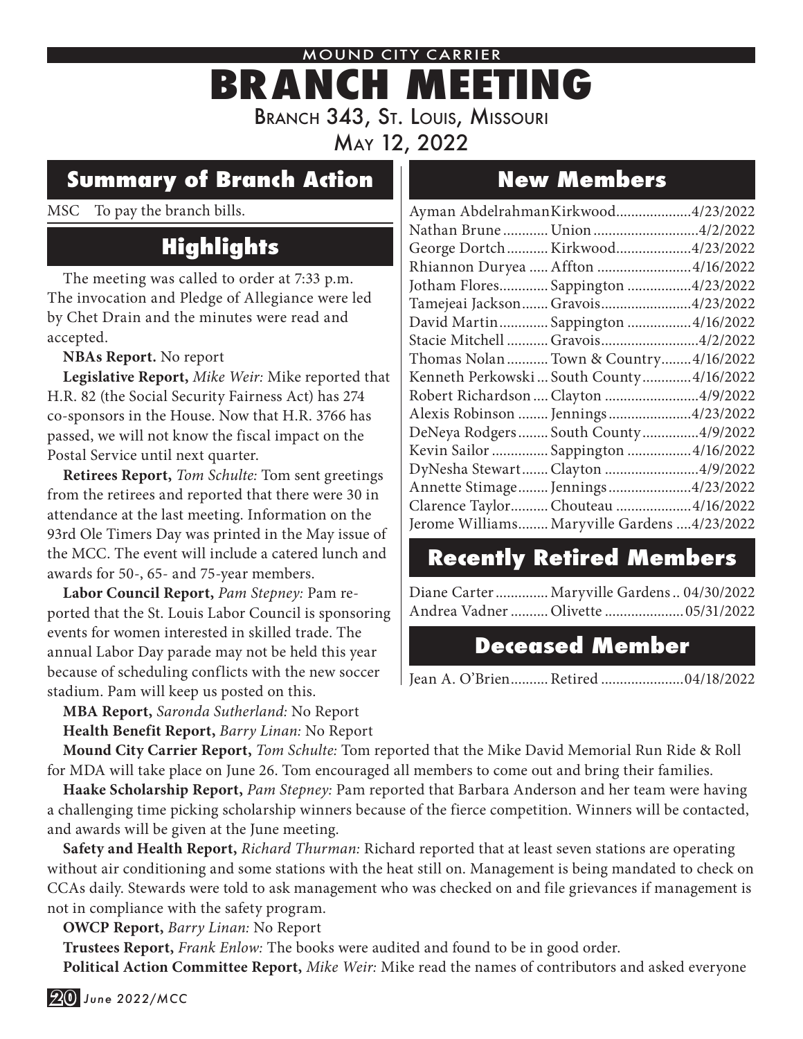MOUND CITY CARRIER

# BRANCH MEETING

Branch 343, St. Louis, Missouri

May 12, 2022

## Summary of Branch Action

MSC To pay the branch bills.

## Highlights

The meeting was called to order at 7:33 p.m. The invocation and Pledge of Allegiance were led by Chet Drain and the minutes were read and accepted.

**NBAs Report.** No report

**Legislative Report,** *Mike Weir:* Mike reported that H.R. 82 (the Social Security Fairness Act) has 274 co-sponsors in the House. Now that H.R. 3766 has passed, we will not know the fiscal impact on the Postal Service until next quarter.

**Retirees Report,** *Tom Schulte:* Tom sent greetings from the retirees and reported that there were 30 in attendance at the last meeting. Information on the 93rd Ole Timers Day was printed in the May issue of the MCC. The event will include a catered lunch and awards for 50-, 65- and 75-year members.

**Labor Council Report,** *Pam Stepney:* Pam reported that the St. Louis Labor Council is sponsoring events for women interested in skilled trade. The annual Labor Day parade may not be held this year because of scheduling conflicts with the new soccer stadium. Pam will keep us posted on this.

**MBA Report,** *Saronda Sutherland:* No Report

**Health Benefit Report,** *Barry Linan:* No Report

**Mound City Carrier Report,** *Tom Schulte:* Tom reported that the Mike David Memorial Run Ride & Roll for MDA will take place on June 26. Tom encouraged all members to come out and bring their families.

**Haake Scholarship Report,** *Pam Stepney:* Pam reported that Barbara Anderson and her team were having a challenging time picking scholarship winners because of the fierce competition. Winners will be contacted, and awards will be given at the June meeting.

**Safety and Health Report,** *Richard Thurman:* Richard reported that at least seven stations are operating without air conditioning and some stations with the heat still on. Management is being mandated to check on CCAs daily. Stewards were told to ask management who was checked on and file grievances if management is not in compliance with the safety program.

**OWCP Report,** *Barry Linan:* No Report

**Trustees Report,** *Frank Enlow:* The books were audited and found to be in good order.

**Political Action Committee Report,** *Mike Weir:* Mike read the names of contributors and asked everyone

## New Members

| Name | Station | Date |
|---|---|---|
| Ayman Abdelrahman | Kirkwood | 4/23/2022 |
| Nathan Brune | Union | 4/2/2022 |
| George Dortch | Kirkwood | 4/23/2022 |
| Rhiannon Duryea | Affton | 4/16/2022 |
| Jotham Flores | Sappington | 4/23/2022 |
| Tamejeai Jackson | Gravois | 4/23/2022 |
| David Martin | Sappington | 4/16/2022 |
| Stacie Mitchell | Gravois | 4/2/2022 |
| Thomas Nolan | Town & Country | 4/16/2022 |
| Kenneth Perkowski | South County | 4/16/2022 |
| Robert Richardson | Clayton | 4/9/2022 |
| Alexis Robinson | Jennings | 4/23/2022 |
| DeNeya Rodgers | South County | 4/9/2022 |
| Kevin Sailor | Sappington | 4/16/2022 |
| DyNesha Stewart | Clayton | 4/9/2022 |
| Annette Stimage | Jennings | 4/23/2022 |
| Clarence Taylor | Chouteau | 4/16/2022 |
| Jerome Williams | Maryville Gardens | 4/23/2022 |

## Recently Retired Members

| Name | Station | Date |
|---|---|---|
| Diane Carter | Maryville Gardens | 04/30/2022 |
| Andrea Vadner | Olivette | 05/31/2022 |

## Deceased Member

| Name | Status | Date |
|---|---|---|
| Jean A. O'Brien | Retired | 04/18/2022 |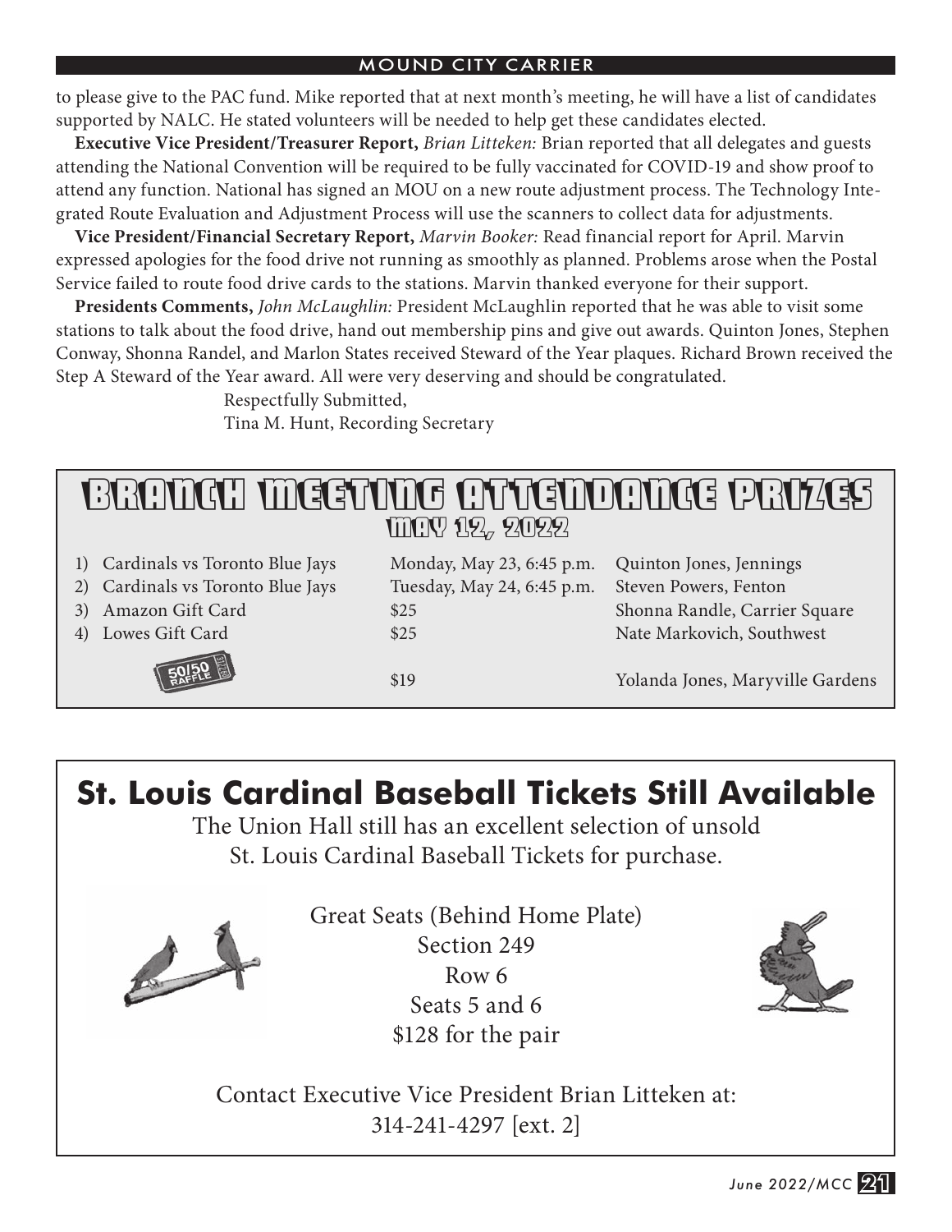to please give to the PAC fund. Mike reported that at next month's meeting, he will have a list of candidates supported by NALC. He stated volunteers will be needed to help get these candidates elected.

**Executive Vice President/Treasurer Report,** *Brian Litteken:* Brian reported that all delegates and guests attending the National Convention will be required to be fully vaccinated for COVID-19 and show proof to attend any function. National has signed an MOU on a new route adjustment process. The Technology Integrated Route Evaluation and Adjustment Process will use the scanners to collect data for adjustments.

**Vice President/Financial Secretary Report,** *Marvin Booker:* Read financial report for April. Marvin expressed apologies for the food drive not running as smoothly as planned. Problems arose when the Postal Service failed to route food drive cards to the stations. Marvin thanked everyone for their support.

**Presidents Comments,** *John McLaughlin:* President McLaughlin reported that he was able to visit some stations to talk about the food drive, hand out membership pins and give out awards. Quinton Jones, Stephen Conway, Shonna Randel, and Marlon States received Steward of the Year plaques. Richard Brown received the Step A Steward of the Year award. All were very deserving and should be congratulated.

Respectfully Submitted,
Tina M. Hunt, Recording Secretary

## BRANCH MEETING ATTENDANCE PRIZES

### MAY 12, 2022

| | | |
|---|---|---|
| 1) Cardinals vs Toronto Blue Jays | Monday, May 23, 6:45 p.m. | Quinton Jones, Jennings |
| 2) Cardinals vs Toronto Blue Jays | Tuesday, May 24, 6:45 p.m. | Steven Powers, Fenton |
| 3) Amazon Gift Card | $25 | Shonna Randle, Carrier Square |
| 4) Lowes Gift Card | $25 | Nate Markovich, Southwest |
| 50/50 RAFFLE | $19 | Yolanda Jones, Maryville Gardens |

## St. Louis Cardinal Baseball Tickets Still Available

The Union Hall still has an excellent selection of unsold St. Louis Cardinal Baseball Tickets for purchase.

Great Seats (Behind Home Plate)
Section 249
Row 6
Seats 5 and 6
$128 for the pair

Contact Executive Vice President Brian Litteken at:
314-241-4297 [ext. 2]